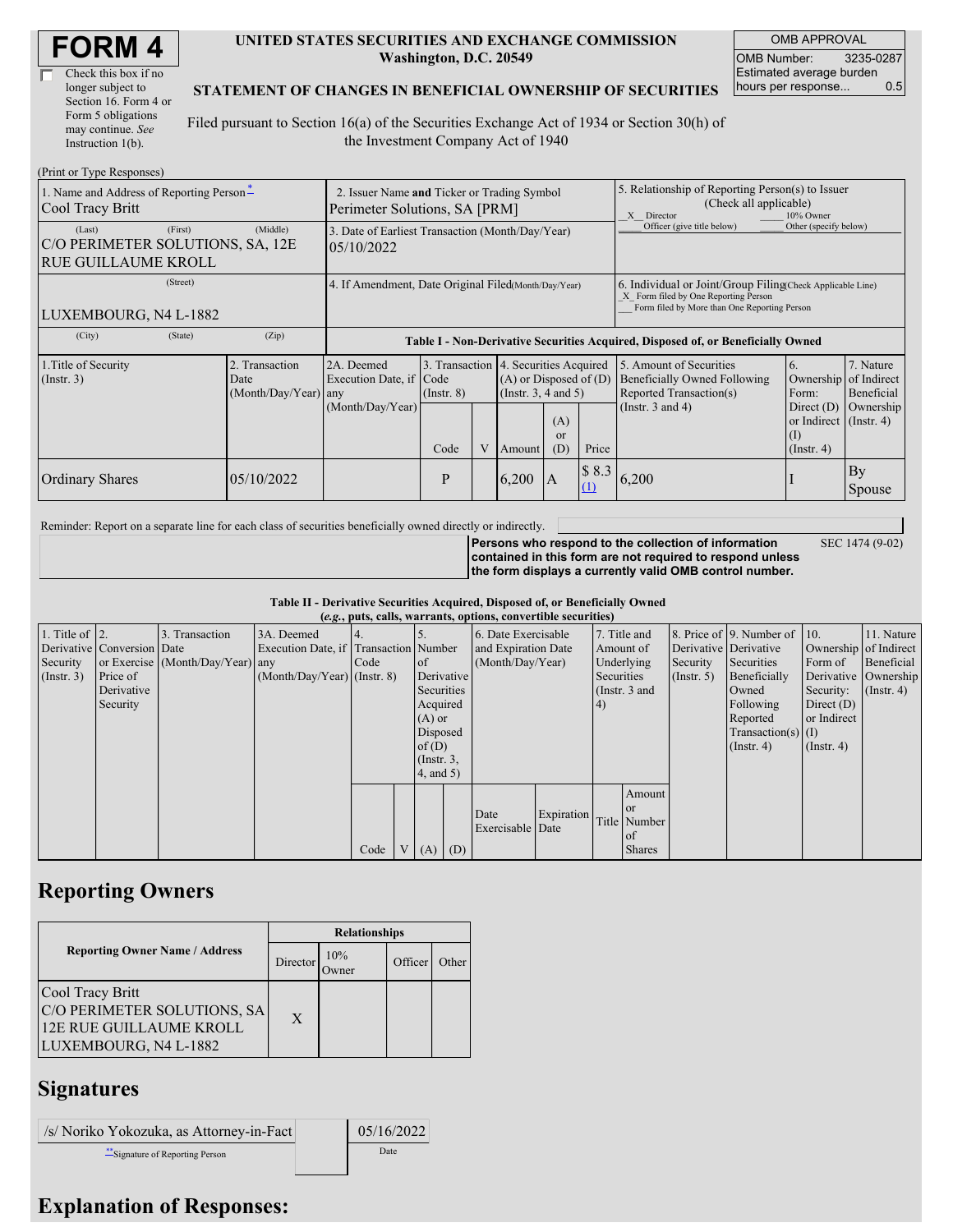# FORM 4

☐ Check this box if no longer subject to Section 16. Form 4 or Form 5 obligations may continue. *See* Instruction 1(b).

**UNITED STATES SECURITIES AND EXCHANGE COMMISSION**
**Washington, D.C. 20549**

**STATEMENT OF CHANGES IN BENEFICIAL OWNERSHIP OF SECURITIES**

Filed pursuant to Section 16(a) of the Securities Exchange Act of 1934 or Section 30(h) of the Investment Company Act of 1940

| OMB APPROVAL | |
|---|---|
| OMB Number: | 3235-0287 |
| Estimated average burden hours per response... | 0.5 |

(Print or Type Responses)

| 1. Name and Address of Reporting Person * | 2. Issuer Name **and** Ticker or Trading Symbol | 5. Relationship of Reporting Person(s) to Issuer (Check all applicable) |
|---|---|---|
| Cool Tracy Britt | Perimeter Solutions, SA [PRM] | _X_ Director ___ 10% Owner ___ Officer (give title below) ___ Other (specify below) |
| (Last) (First) (Middle) C/O PERIMETER SOLUTIONS, SA, 12E RUE GUILLAUME KROLL | 3. Date of Earliest Transaction (Month/Day/Year) 05/10/2022 | |
| (Street) LUXEMBOURG, N4 L-1882 | 4. If Amendment, Date Original Filed(Month/Day/Year) | 6. Individual or Joint/Group Filing(Check Applicable Line) _X_ Form filed by One Reporting Person ___ Form filed by More than One Reporting Person |
| (City) (State) (Zip) | | |

**Table I - Non-Derivative Securities Acquired, Disposed of, or Beneficially Owned**

| 1.Title of Security (Instr. 3) | 2. Transaction Date (Month/Day/Year) | 2A. Deemed Execution Date, if any (Month/Day/Year) | 3. Transaction Code (Instr. 8) | | 4. Securities Acquired (A) or Disposed of (D) (Instr. 3, 4 and 5) | | | 5. Amount of Securities Beneficially Owned Following Reported Transaction(s) (Instr. 3 and 4) | 6. Ownership Form: Direct (D) or Indirect (I) (Instr. 4) | 7. Nature of Indirect Beneficial Ownership (Instr. 4) |
|---|---|---|---|---|---|---|---|---|---|---|
| | | | Code | V | Amount | (A) or (D) | Price | | | |
| Ordinary Shares | 05/10/2022 | | P | | 6,200 | A | $ 8.3 (1) | 6,200 | I | By Spouse |

Reminder: Report on a separate line for each class of securities beneficially owned directly or indirectly.

**Persons who respond to the collection of information contained in this form are not required to respond unless the form displays a currently valid OMB control number.** SEC 1474 (9-02)

**Table II - Derivative Securities Acquired, Disposed of, or Beneficially Owned**
**(*e.g.*, puts, calls, warrants, options, convertible securities)**

| 1. Title of Derivative Security (Instr. 3) | 2. Conversion or Exercise Price of Derivative Security | 3. Transaction Date (Month/Day/Year) | 3A. Deemed Execution Date, if any (Month/Day/Year) | 4. Transaction Code (Instr. 8) | | 5. Number of Derivative Securities Acquired (A) or Disposed of (D) (Instr. 3, 4, and 5) | | 6. Date Exercisable and Expiration Date (Month/Day/Year) | | 7. Title and Amount of Underlying Securities (Instr. 3 and 4) | | 8. Price of Derivative Security (Instr. 5) | 9. Number of Derivative Securities Beneficially Owned Following Reported Transaction(s) (Instr. 4) | 10. Ownership Form of Derivative Security: Direct (D) or Indirect (I) (Instr. 4) | 11. Nature of Indirect Beneficial Ownership (Instr. 4) |
|---|---|---|---|---|---|---|---|---|---|---|---|---|---|---|---|
| | | | | Code | V | (A) | (D) | Date Exercisable | Expiration Date | Title | Amount or Number of Shares | | | | |

## Reporting Owners

| Reporting Owner Name / Address | Relationships | | | |
|---|---|---|---|---|
| | Director | 10% Owner | Officer | Other |
| Cool Tracy Britt C/O PERIMETER SOLUTIONS, SA 12E RUE GUILLAUME KROLL LUXEMBOURG, N4 L-1882 | X | | | |

## Signatures

| /s/ Noriko Yokozuka, as Attorney-in-Fact | 05/16/2022 |
|---|---|
| ** Signature of Reporting Person | Date |

## Explanation of Responses: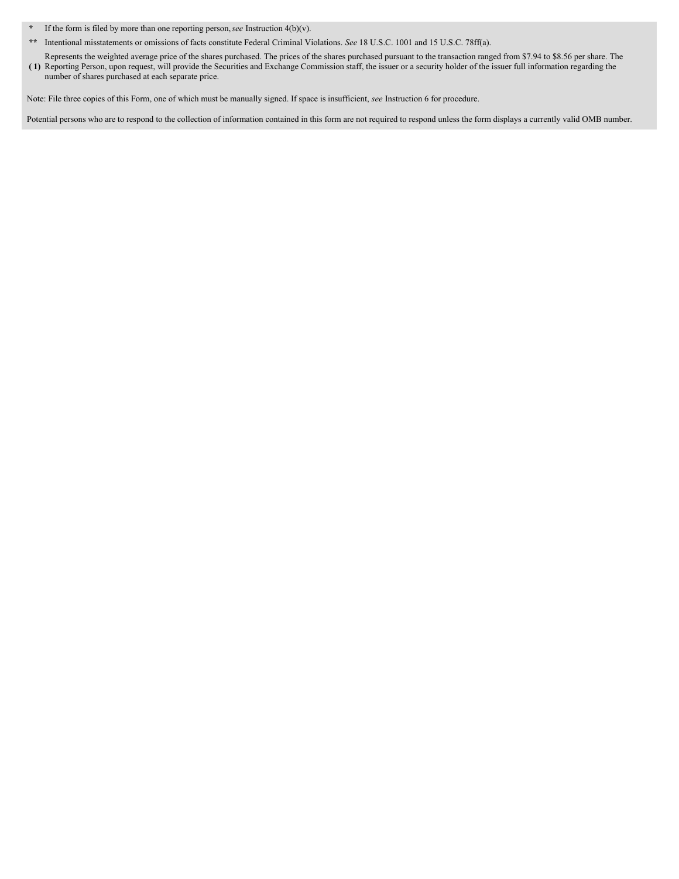\* If the form is filed by more than one reporting person, *see* Instruction 4(b)(v).

\*\* Intentional misstatements or omissions of facts constitute Federal Criminal Violations. *See* 18 U.S.C. 1001 and 15 U.S.C. 78ff(a).

( 1) Represents the weighted average price of the shares purchased. The prices of the shares purchased pursuant to the transaction ranged from $7.94 to $8.56 per share. The Reporting Person, upon request, will provide the Securities and Exchange Commission staff, the issuer or a security holder of the issuer full information regarding the number of shares purchased at each separate price.

Note: File three copies of this Form, one of which must be manually signed. If space is insufficient, *see* Instruction 6 for procedure.

Potential persons who are to respond to the collection of information contained in this form are not required to respond unless the form displays a currently valid OMB number.